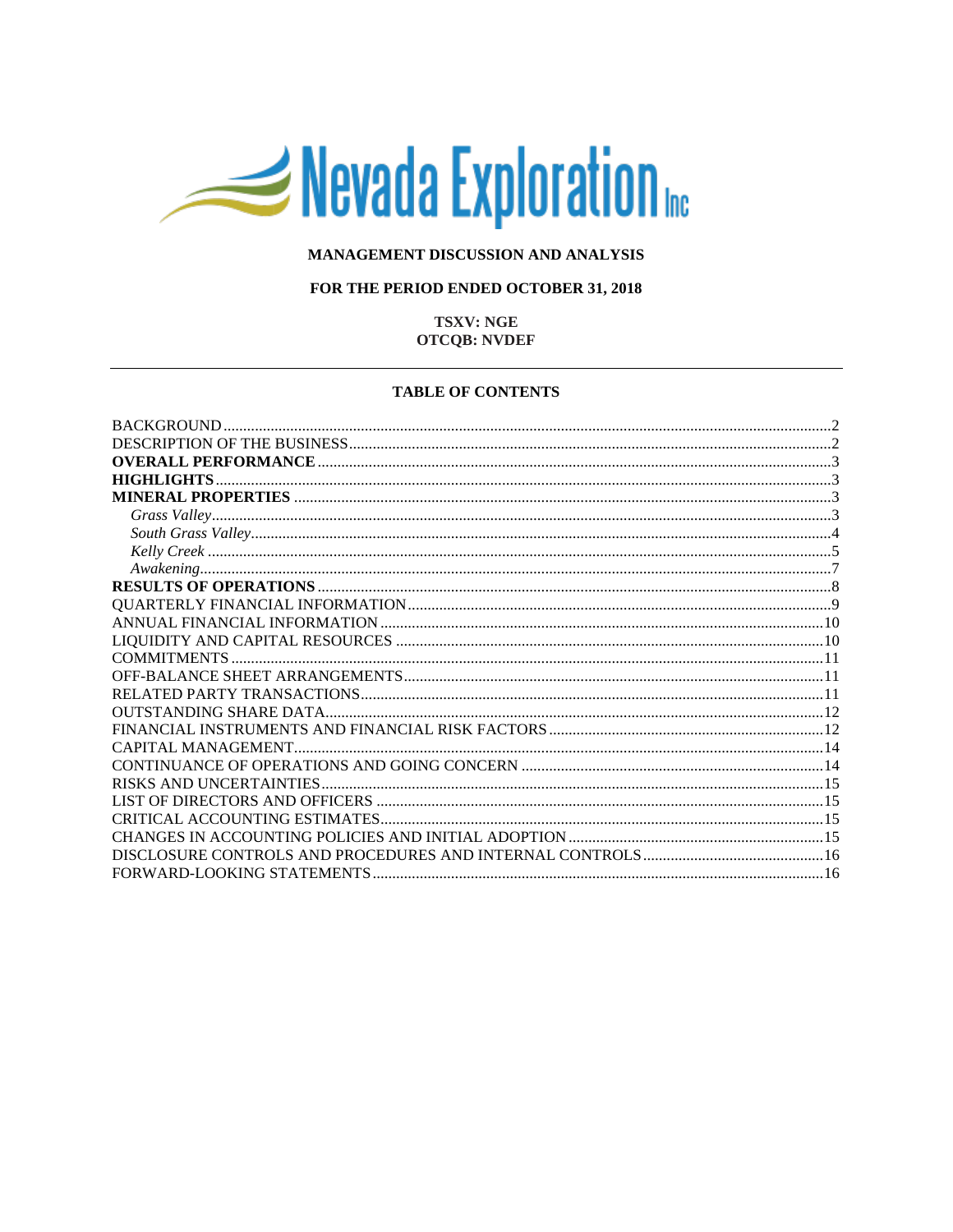# Nevada Exploration Inc

**MANAGEMENT DISCUSSION AND ANALYSIS**

**FOR THE PERIOD ENDED OCTOBER 31, 2018**

**TSXV: NGE**
**OTCQB: NVDEF**

---

**TABLE OF CONTENTS**

| | |
|---|---|
| BACKGROUND | 2 |
| DESCRIPTION OF THE BUSINESS | 2 |
| **OVERALL PERFORMANCE** | 3 |
| **HIGHLIGHTS** | 3 |
| **MINERAL PROPERTIES** | 3 |
| *Grass Valley* | 3 |
| *South Grass Valley* | 4 |
| *Kelly Creek* | 5 |
| *Awakening* | 7 |
| **RESULTS OF OPERATIONS** | 8 |
| QUARTERLY FINANCIAL INFORMATION | 9 |
| ANNUAL FINANCIAL INFORMATION | 10 |
| LIQUIDITY AND CAPITAL RESOURCES | 10 |
| COMMITMENTS | 11 |
| OFF-BALANCE SHEET ARRANGEMENTS | 11 |
| RELATED PARTY TRANSACTIONS | 11 |
| OUTSTANDING SHARE DATA | 12 |
| FINANCIAL INSTRUMENTS AND FINANCIAL RISK FACTORS | 12 |
| CAPITAL MANAGEMENT | 14 |
| CONTINUANCE OF OPERATIONS AND GOING CONCERN | 14 |
| RISKS AND UNCERTAINTIES | 15 |
| LIST OF DIRECTORS AND OFFICERS | 15 |
| CRITICAL ACCOUNTING ESTIMATES | 15 |
| CHANGES IN ACCOUNTING POLICIES AND INITIAL ADOPTION | 15 |
| DISCLOSURE CONTROLS AND PROCEDURES AND INTERNAL CONTROLS | 16 |
| FORWARD-LOOKING STATEMENTS | 16 |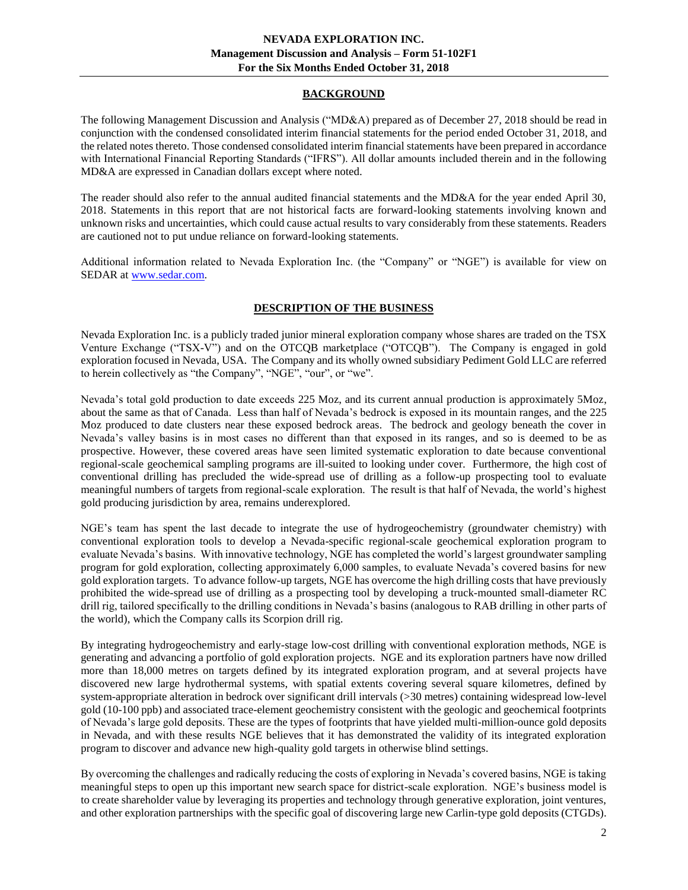## BACKGROUND

The following Management Discussion and Analysis ("MD&A) prepared as of December 27, 2018 should be read in conjunction with the condensed consolidated interim financial statements for the period ended October 31, 2018, and the related notes thereto. Those condensed consolidated interim financial statements have been prepared in accordance with International Financial Reporting Standards ("IFRS"). All dollar amounts included therein and in the following MD&A are expressed in Canadian dollars except where noted.

The reader should also refer to the annual audited financial statements and the MD&A for the year ended April 30, 2018. Statements in this report that are not historical facts are forward-looking statements involving known and unknown risks and uncertainties, which could cause actual results to vary considerably from these statements. Readers are cautioned not to put undue reliance on forward-looking statements.

Additional information related to Nevada Exploration Inc. (the "Company" or "NGE") is available for view on SEDAR at www.sedar.com.

## DESCRIPTION OF THE BUSINESS

Nevada Exploration Inc. is a publicly traded junior mineral exploration company whose shares are traded on the TSX Venture Exchange ("TSX-V") and on the OTCQB marketplace ("OTCQB"). The Company is engaged in gold exploration focused in Nevada, USA. The Company and its wholly owned subsidiary Pediment Gold LLC are referred to herein collectively as "the Company", "NGE", "our", or "we".

Nevada's total gold production to date exceeds 225 Moz, and its current annual production is approximately 5Moz, about the same as that of Canada. Less than half of Nevada's bedrock is exposed in its mountain ranges, and the 225 Moz produced to date clusters near these exposed bedrock areas. The bedrock and geology beneath the cover in Nevada's valley basins is in most cases no different than that exposed in its ranges, and so is deemed to be as prospective. However, these covered areas have seen limited systematic exploration to date because conventional regional-scale geochemical sampling programs are ill-suited to looking under cover. Furthermore, the high cost of conventional drilling has precluded the wide-spread use of drilling as a follow-up prospecting tool to evaluate meaningful numbers of targets from regional-scale exploration. The result is that half of Nevada, the world's highest gold producing jurisdiction by area, remains underexplored.

NGE's team has spent the last decade to integrate the use of hydrogeochemistry (groundwater chemistry) with conventional exploration tools to develop a Nevada-specific regional-scale geochemical exploration program to evaluate Nevada's basins. With innovative technology, NGE has completed the world's largest groundwater sampling program for gold exploration, collecting approximately 6,000 samples, to evaluate Nevada's covered basins for new gold exploration targets. To advance follow-up targets, NGE has overcome the high drilling costs that have previously prohibited the wide-spread use of drilling as a prospecting tool by developing a truck-mounted small-diameter RC drill rig, tailored specifically to the drilling conditions in Nevada's basins (analogous to RAB drilling in other parts of the world), which the Company calls its Scorpion drill rig.

By integrating hydrogeochemistry and early-stage low-cost drilling with conventional exploration methods, NGE is generating and advancing a portfolio of gold exploration projects. NGE and its exploration partners have now drilled more than 18,000 metres on targets defined by its integrated exploration program, and at several projects have discovered new large hydrothermal systems, with spatial extents covering several square kilometres, defined by system-appropriate alteration in bedrock over significant drill intervals (>30 metres) containing widespread low-level gold (10-100 ppb) and associated trace-element geochemistry consistent with the geologic and geochemical footprints of Nevada's large gold deposits. These are the types of footprints that have yielded multi-million-ounce gold deposits in Nevada, and with these results NGE believes that it has demonstrated the validity of its integrated exploration program to discover and advance new high-quality gold targets in otherwise blind settings.

By overcoming the challenges and radically reducing the costs of exploring in Nevada's covered basins, NGE is taking meaningful steps to open up this important new search space for district-scale exploration. NGE's business model is to create shareholder value by leveraging its properties and technology through generative exploration, joint ventures, and other exploration partnerships with the specific goal of discovering large new Carlin-type gold deposits (CTGDs).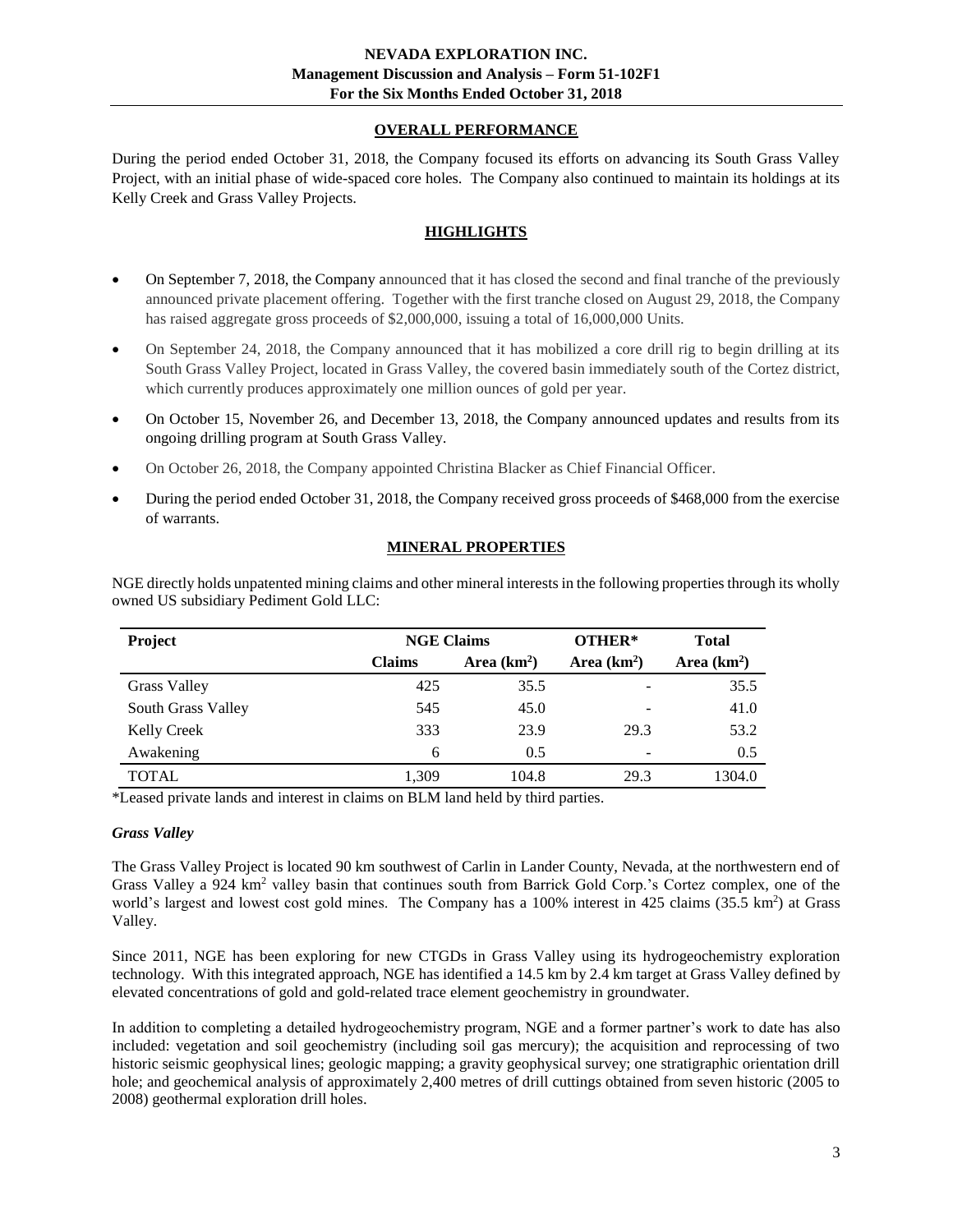## OVERALL PERFORMANCE

During the period ended October 31, 2018, the Company focused its efforts on advancing its South Grass Valley Project, with an initial phase of wide-spaced core holes. The Company also continued to maintain its holdings at its Kelly Creek and Grass Valley Projects.

## HIGHLIGHTS

- On September 7, 2018, the Company announced that it has closed the second and final tranche of the previously announced private placement offering. Together with the first tranche closed on August 29, 2018, the Company has raised aggregate gross proceeds of $2,000,000, issuing a total of 16,000,000 Units.
- On September 24, 2018, the Company announced that it has mobilized a core drill rig to begin drilling at its South Grass Valley Project, located in Grass Valley, the covered basin immediately south of the Cortez district, which currently produces approximately one million ounces of gold per year.
- On October 15, November 26, and December 13, 2018, the Company announced updates and results from its ongoing drilling program at South Grass Valley.
- On October 26, 2018, the Company appointed Christina Blacker as Chief Financial Officer.
- During the period ended October 31, 2018, the Company received gross proceeds of $468,000 from the exercise of warrants.

## MINERAL PROPERTIES

NGE directly holds unpatented mining claims and other mineral interests in the following properties through its wholly owned US subsidiary Pediment Gold LLC:

| Project | NGE Claims | | OTHER* | Total |
|---|---|---|---|---|
| | Claims | Area ($km^2$) | Area ($km^2$) | Area ($km^2$) |
| Grass Valley | 425 | 35.5 | - | 35.5 |
| South Grass Valley | 545 | 45.0 | - | 41.0 |
| Kelly Creek | 333 | 23.9 | 29.3 | 53.2 |
| Awakening | 6 | 0.5 | - | 0.5 |
| TOTAL | 1,309 | 104.8 | 29.3 | 1304.0 |

*Leased private lands and interest in claims on BLM land held by third parties.

### *Grass Valley*

The Grass Valley Project is located 90 km southwest of Carlin in Lander County, Nevada, at the northwestern end of Grass Valley a 924 $km^2$ valley basin that continues south from Barrick Gold Corp.'s Cortez complex, one of the world's largest and lowest cost gold mines. The Company has a 100% interest in 425 claims (35.5 $km^2$) at Grass Valley.

Since 2011, NGE has been exploring for new CTGDs in Grass Valley using its hydrogeochemistry exploration technology. With this integrated approach, NGE has identified a 14.5 km by 2.4 km target at Grass Valley defined by elevated concentrations of gold and gold-related trace element geochemistry in groundwater.

In addition to completing a detailed hydrogeochemistry program, NGE and a former partner's work to date has also included: vegetation and soil geochemistry (including soil gas mercury); the acquisition and reprocessing of two historic seismic geophysical lines; geologic mapping; a gravity geophysical survey; one stratigraphic orientation drill hole; and geochemical analysis of approximately 2,400 metres of drill cuttings obtained from seven historic (2005 to 2008) geothermal exploration drill holes.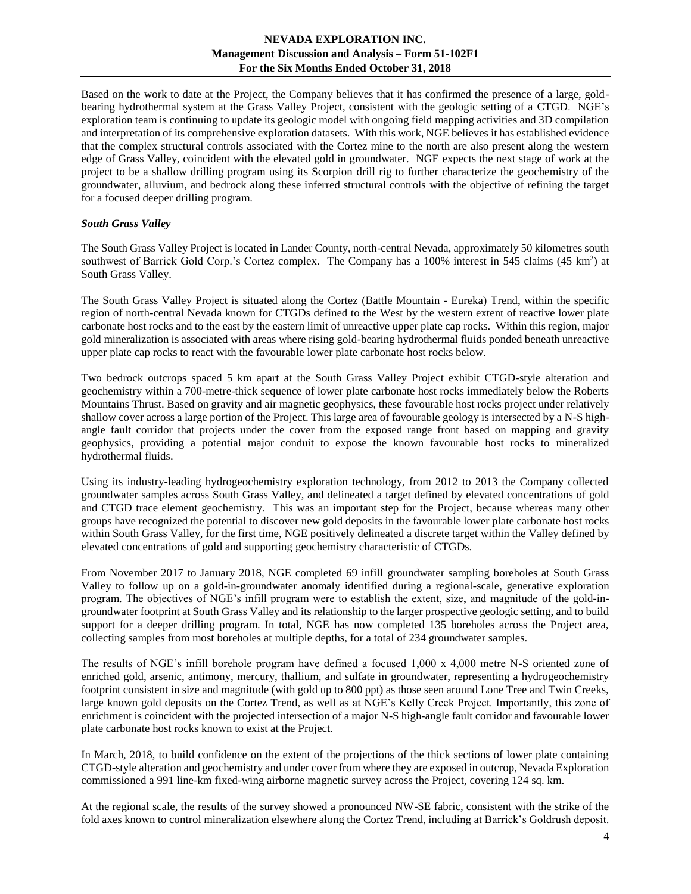Based on the work to date at the Project, the Company believes that it has confirmed the presence of a large, gold-bearing hydrothermal system at the Grass Valley Project, consistent with the geologic setting of a CTGD. NGE's exploration team is continuing to update its geologic model with ongoing field mapping activities and 3D compilation and interpretation of its comprehensive exploration datasets. With this work, NGE believes it has established evidence that the complex structural controls associated with the Cortez mine to the north are also present along the western edge of Grass Valley, coincident with the elevated gold in groundwater. NGE expects the next stage of work at the project to be a shallow drilling program using its Scorpion drill rig to further characterize the geochemistry of the groundwater, alluvium, and bedrock along these inferred structural controls with the objective of refining the target for a focused deeper drilling program.

### *South Grass Valley*

The South Grass Valley Project is located in Lander County, north-central Nevada, approximately 50 kilometres south southwest of Barrick Gold Corp.'s Cortez complex. The Company has a 100% interest in 545 claims (45 km$^2$) at South Grass Valley.

The South Grass Valley Project is situated along the Cortez (Battle Mountain - Eureka) Trend, within the specific region of north-central Nevada known for CTGDs defined to the West by the western extent of reactive lower plate carbonate host rocks and to the east by the eastern limit of unreactive upper plate cap rocks. Within this region, major gold mineralization is associated with areas where rising gold-bearing hydrothermal fluids ponded beneath unreactive upper plate cap rocks to react with the favourable lower plate carbonate host rocks below.

Two bedrock outcrops spaced 5 km apart at the South Grass Valley Project exhibit CTGD-style alteration and geochemistry within a 700-metre-thick sequence of lower plate carbonate host rocks immediately below the Roberts Mountains Thrust. Based on gravity and air magnetic geophysics, these favourable host rocks project under relatively shallow cover across a large portion of the Project. This large area of favourable geology is intersected by a N-S high-angle fault corridor that projects under the cover from the exposed range front based on mapping and gravity geophysics, providing a potential major conduit to expose the known favourable host rocks to mineralized hydrothermal fluids.

Using its industry-leading hydrogeochemistry exploration technology, from 2012 to 2013 the Company collected groundwater samples across South Grass Valley, and delineated a target defined by elevated concentrations of gold and CTGD trace element geochemistry. This was an important step for the Project, because whereas many other groups have recognized the potential to discover new gold deposits in the favourable lower plate carbonate host rocks within South Grass Valley, for the first time, NGE positively delineated a discrete target within the Valley defined by elevated concentrations of gold and supporting geochemistry characteristic of CTGDs.

From November 2017 to January 2018, NGE completed 69 infill groundwater sampling boreholes at South Grass Valley to follow up on a gold-in-groundwater anomaly identified during a regional-scale, generative exploration program. The objectives of NGE's infill program were to establish the extent, size, and magnitude of the gold-in-groundwater footprint at South Grass Valley and its relationship to the larger prospective geologic setting, and to build support for a deeper drilling program. In total, NGE has now completed 135 boreholes across the Project area, collecting samples from most boreholes at multiple depths, for a total of 234 groundwater samples.

The results of NGE's infill borehole program have defined a focused 1,000 x 4,000 metre N-S oriented zone of enriched gold, arsenic, antimony, mercury, thallium, and sulfate in groundwater, representing a hydrogeochemistry footprint consistent in size and magnitude (with gold up to 800 ppt) as those seen around Lone Tree and Twin Creeks, large known gold deposits on the Cortez Trend, as well as at NGE's Kelly Creek Project. Importantly, this zone of enrichment is coincident with the projected intersection of a major N-S high-angle fault corridor and favourable lower plate carbonate host rocks known to exist at the Project.

In March, 2018, to build confidence on the extent of the projections of the thick sections of lower plate containing CTGD-style alteration and geochemistry and under cover from where they are exposed in outcrop, Nevada Exploration commissioned a 991 line-km fixed-wing airborne magnetic survey across the Project, covering 124 sq. km.

At the regional scale, the results of the survey showed a pronounced NW-SE fabric, consistent with the strike of the fold axes known to control mineralization elsewhere along the Cortez Trend, including at Barrick's Goldrush deposit.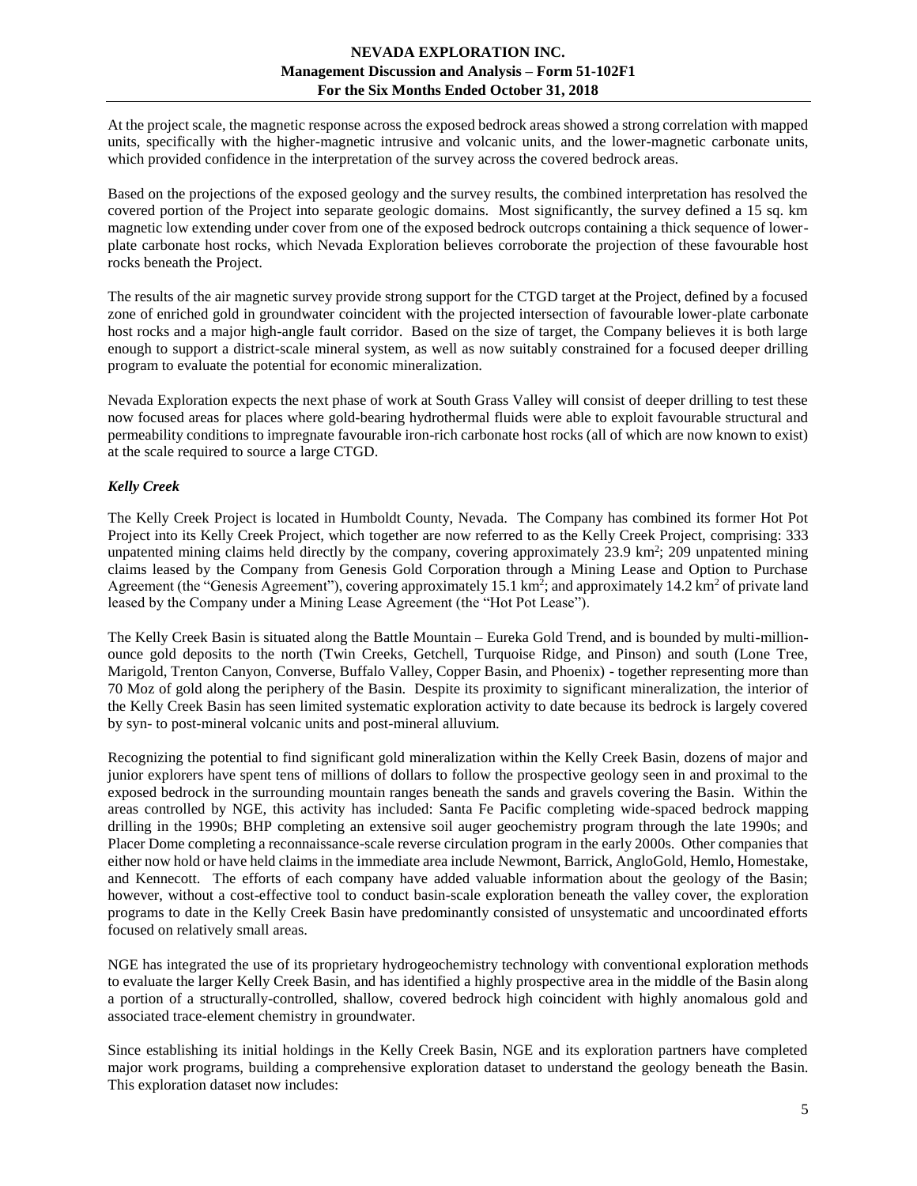At the project scale, the magnetic response across the exposed bedrock areas showed a strong correlation with mapped units, specifically with the higher-magnetic intrusive and volcanic units, and the lower-magnetic carbonate units, which provided confidence in the interpretation of the survey across the covered bedrock areas.

Based on the projections of the exposed geology and the survey results, the combined interpretation has resolved the covered portion of the Project into separate geologic domains. Most significantly, the survey defined a 15 sq. km magnetic low extending under cover from one of the exposed bedrock outcrops containing a thick sequence of lower-plate carbonate host rocks, which Nevada Exploration believes corroborate the projection of these favourable host rocks beneath the Project.

The results of the air magnetic survey provide strong support for the CTGD target at the Project, defined by a focused zone of enriched gold in groundwater coincident with the projected intersection of favourable lower-plate carbonate host rocks and a major high-angle fault corridor. Based on the size of target, the Company believes it is both large enough to support a district-scale mineral system, as well as now suitably constrained for a focused deeper drilling program to evaluate the potential for economic mineralization.

Nevada Exploration expects the next phase of work at South Grass Valley will consist of deeper drilling to test these now focused areas for places where gold-bearing hydrothermal fluids were able to exploit favourable structural and permeability conditions to impregnate favourable iron-rich carbonate host rocks (all of which are now known to exist) at the scale required to source a large CTGD.

### *Kelly Creek*

The Kelly Creek Project is located in Humboldt County, Nevada. The Company has combined its former Hot Pot Project into its Kelly Creek Project, which together are now referred to as the Kelly Creek Project, comprising: 333 unpatented mining claims held directly by the company, covering approximately 23.9 $km^2$; 209 unpatented mining claims leased by the Company from Genesis Gold Corporation through a Mining Lease and Option to Purchase Agreement (the "Genesis Agreement"), covering approximately 15.1 $km^2$; and approximately 14.2 $km^2$ of private land leased by the Company under a Mining Lease Agreement (the "Hot Pot Lease").

The Kelly Creek Basin is situated along the Battle Mountain – Eureka Gold Trend, and is bounded by multi-million-ounce gold deposits to the north (Twin Creeks, Getchell, Turquoise Ridge, and Pinson) and south (Lone Tree, Marigold, Trenton Canyon, Converse, Buffalo Valley, Copper Basin, and Phoenix) - together representing more than 70 Moz of gold along the periphery of the Basin. Despite its proximity to significant mineralization, the interior of the Kelly Creek Basin has seen limited systematic exploration activity to date because its bedrock is largely covered by syn- to post-mineral volcanic units and post-mineral alluvium.

Recognizing the potential to find significant gold mineralization within the Kelly Creek Basin, dozens of major and junior explorers have spent tens of millions of dollars to follow the prospective geology seen in and proximal to the exposed bedrock in the surrounding mountain ranges beneath the sands and gravels covering the Basin. Within the areas controlled by NGE, this activity has included: Santa Fe Pacific completing wide-spaced bedrock mapping drilling in the 1990s; BHP completing an extensive soil auger geochemistry program through the late 1990s; and Placer Dome completing a reconnaissance-scale reverse circulation program in the early 2000s. Other companies that either now hold or have held claims in the immediate area include Newmont, Barrick, AngloGold, Hemlo, Homestake, and Kennecott. The efforts of each company have added valuable information about the geology of the Basin; however, without a cost-effective tool to conduct basin-scale exploration beneath the valley cover, the exploration programs to date in the Kelly Creek Basin have predominantly consisted of unsystematic and uncoordinated efforts focused on relatively small areas.

NGE has integrated the use of its proprietary hydrogeochemistry technology with conventional exploration methods to evaluate the larger Kelly Creek Basin, and has identified a highly prospective area in the middle of the Basin along a portion of a structurally-controlled, shallow, covered bedrock high coincident with highly anomalous gold and associated trace-element chemistry in groundwater.

Since establishing its initial holdings in the Kelly Creek Basin, NGE and its exploration partners have completed major work programs, building a comprehensive exploration dataset to understand the geology beneath the Basin. This exploration dataset now includes: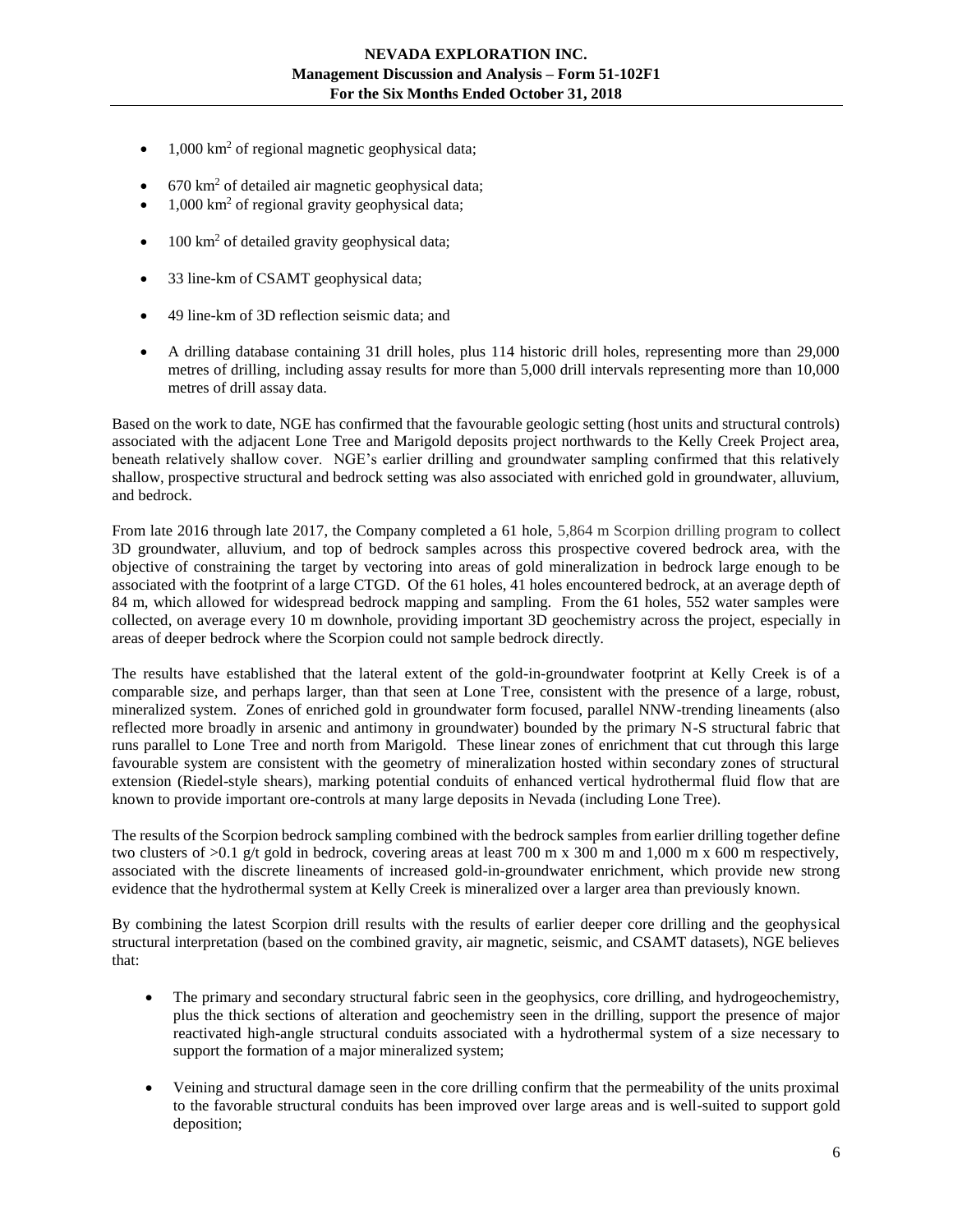- 1,000 km$^2$ of regional magnetic geophysical data;
- 670 km$^2$ of detailed air magnetic geophysical data;
- 1,000 km$^2$ of regional gravity geophysical data;
- 100 km$^2$ of detailed gravity geophysical data;
- 33 line-km of CSAMT geophysical data;
- 49 line-km of 3D reflection seismic data; and
- A drilling database containing 31 drill holes, plus 114 historic drill holes, representing more than 29,000 metres of drilling, including assay results for more than 5,000 drill intervals representing more than 10,000 metres of drill assay data.

Based on the work to date, NGE has confirmed that the favourable geologic setting (host units and structural controls) associated with the adjacent Lone Tree and Marigold deposits project northwards to the Kelly Creek Project area, beneath relatively shallow cover. NGE's earlier drilling and groundwater sampling confirmed that this relatively shallow, prospective structural and bedrock setting was also associated with enriched gold in groundwater, alluvium, and bedrock.

From late 2016 through late 2017, the Company completed a 61 hole, 5,864 m Scorpion drilling program to collect 3D groundwater, alluvium, and top of bedrock samples across this prospective covered bedrock area, with the objective of constraining the target by vectoring into areas of gold mineralization in bedrock large enough to be associated with the footprint of a large CTGD. Of the 61 holes, 41 holes encountered bedrock, at an average depth of 84 m, which allowed for widespread bedrock mapping and sampling. From the 61 holes, 552 water samples were collected, on average every 10 m downhole, providing important 3D geochemistry across the project, especially in areas of deeper bedrock where the Scorpion could not sample bedrock directly.

The results have established that the lateral extent of the gold-in-groundwater footprint at Kelly Creek is of a comparable size, and perhaps larger, than that seen at Lone Tree, consistent with the presence of a large, robust, mineralized system. Zones of enriched gold in groundwater form focused, parallel NNW-trending lineaments (also reflected more broadly in arsenic and antimony in groundwater) bounded by the primary N-S structural fabric that runs parallel to Lone Tree and north from Marigold. These linear zones of enrichment that cut through this large favourable system are consistent with the geometry of mineralization hosted within secondary zones of structural extension (Riedel-style shears), marking potential conduits of enhanced vertical hydrothermal fluid flow that are known to provide important ore-controls at many large deposits in Nevada (including Lone Tree).

The results of the Scorpion bedrock sampling combined with the bedrock samples from earlier drilling together define two clusters of >0.1 g/t gold in bedrock, covering areas at least 700 m x 300 m and 1,000 m x 600 m respectively, associated with the discrete lineaments of increased gold-in-groundwater enrichment, which provide new strong evidence that the hydrothermal system at Kelly Creek is mineralized over a larger area than previously known.

By combining the latest Scorpion drill results with the results of earlier deeper core drilling and the geophysical structural interpretation (based on the combined gravity, air magnetic, seismic, and CSAMT datasets), NGE believes that:

- The primary and secondary structural fabric seen in the geophysics, core drilling, and hydrogeochemistry, plus the thick sections of alteration and geochemistry seen in the drilling, support the presence of major reactivated high-angle structural conduits associated with a hydrothermal system of a size necessary to support the formation of a major mineralized system;
- Veining and structural damage seen in the core drilling confirm that the permeability of the units proximal to the favorable structural conduits has been improved over large areas and is well-suited to support gold deposition;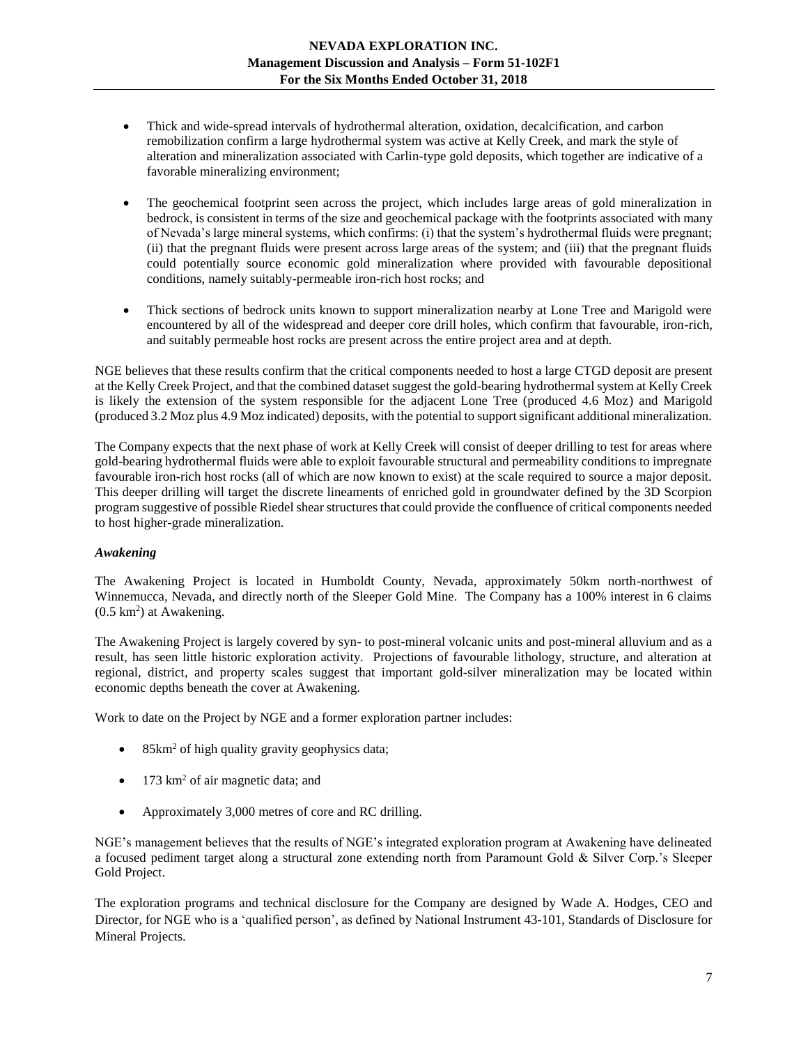- Thick and wide-spread intervals of hydrothermal alteration, oxidation, decalcification, and carbon remobilization confirm a large hydrothermal system was active at Kelly Creek, and mark the style of alteration and mineralization associated with Carlin-type gold deposits, which together are indicative of a favorable mineralizing environment;

- The geochemical footprint seen across the project, which includes large areas of gold mineralization in bedrock, is consistent in terms of the size and geochemical package with the footprints associated with many of Nevada's large mineral systems, which confirms: (i) that the system's hydrothermal fluids were pregnant; (ii) that the pregnant fluids were present across large areas of the system; and (iii) that the pregnant fluids could potentially source economic gold mineralization where provided with favourable depositional conditions, namely suitably-permeable iron-rich host rocks; and

- Thick sections of bedrock units known to support mineralization nearby at Lone Tree and Marigold were encountered by all of the widespread and deeper core drill holes, which confirm that favourable, iron-rich, and suitably permeable host rocks are present across the entire project area and at depth.

NGE believes that these results confirm that the critical components needed to host a large CTGD deposit are present at the Kelly Creek Project, and that the combined dataset suggest the gold-bearing hydrothermal system at Kelly Creek is likely the extension of the system responsible for the adjacent Lone Tree (produced 4.6 Moz) and Marigold (produced 3.2 Moz plus 4.9 Moz indicated) deposits, with the potential to support significant additional mineralization.

The Company expects that the next phase of work at Kelly Creek will consist of deeper drilling to test for areas where gold-bearing hydrothermal fluids were able to exploit favourable structural and permeability conditions to impregnate favourable iron-rich host rocks (all of which are now known to exist) at the scale required to source a major deposit. This deeper drilling will target the discrete lineaments of enriched gold in groundwater defined by the 3D Scorpion program suggestive of possible Riedel shear structures that could provide the confluence of critical components needed to host higher-grade mineralization.

### *Awakening*

The Awakening Project is located in Humboldt County, Nevada, approximately 50km north-northwest of Winnemucca, Nevada, and directly north of the Sleeper Gold Mine. The Company has a 100% interest in 6 claims (0.5 km$^2$) at Awakening.

The Awakening Project is largely covered by syn- to post-mineral volcanic units and post-mineral alluvium and as a result, has seen little historic exploration activity. Projections of favourable lithology, structure, and alteration at regional, district, and property scales suggest that important gold-silver mineralization may be located within economic depths beneath the cover at Awakening.

Work to date on the Project by NGE and a former exploration partner includes:

- 85km$^2$ of high quality gravity geophysics data;

- 173 km$^2$ of air magnetic data; and

- Approximately 3,000 metres of core and RC drilling.

NGE's management believes that the results of NGE's integrated exploration program at Awakening have delineated a focused pediment target along a structural zone extending north from Paramount Gold & Silver Corp.'s Sleeper Gold Project.

The exploration programs and technical disclosure for the Company are designed by Wade A. Hodges, CEO and Director, for NGE who is a 'qualified person', as defined by National Instrument 43-101, Standards of Disclosure for Mineral Projects.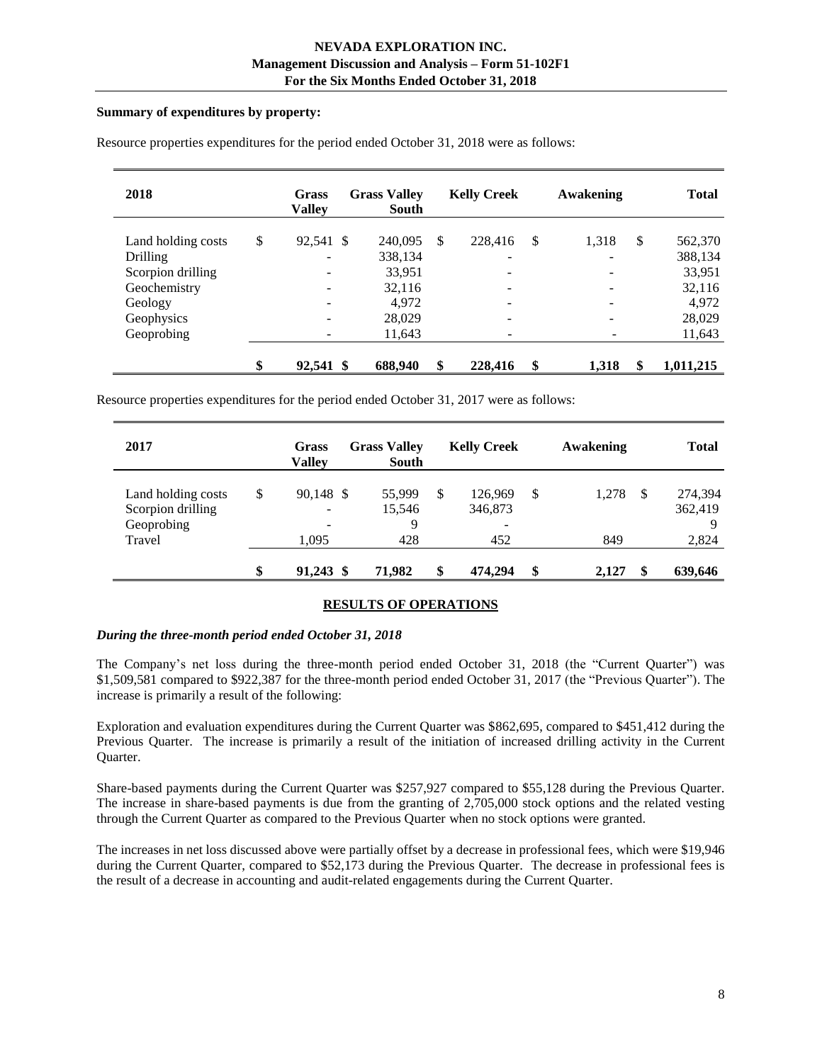**Summary of expenditures by property:**

Resource properties expenditures for the period ended October 31, 2018 were as follows:

| 2018 | Grass Valley | Grass Valley South | Kelly Creek | Awakening | Total |
|---|---|---|---|---|---|
| Land holding costs | $ 92,541 | $ 240,095 | $ 228,416 | $ 1,318 | $ 562,370 |
| Drilling | - | 338,134 | - | - | 388,134 |
| Scorpion drilling | - | 33,951 | - | - | 33,951 |
| Geochemistry | - | 32,116 | - | - | 32,116 |
| Geology | - | 4,972 | - | - | 4,972 |
| Geophysics | - | 28,029 | - | - | 28,029 |
| Geoprobing | - | 11,643 | - | - | 11,643 |
| | **$ 92,541** | **$ 688,940** | **$ 228,416** | **$ 1,318** | **$ 1,011,215** |

Resource properties expenditures for the period ended October 31, 2017 were as follows:

| 2017 | Grass Valley | Grass Valley South | Kelly Creek | Awakening | Total |
|---|---|---|---|---|---|
| Land holding costs | $ 90,148 | $ 55,999 | $ 126,969 | $ 1,278 | $ 274,394 |
| Scorpion drilling | - | 15,546 | 346,873 | | 362,419 |
| Geoprobing | - | 9 | - | | 9 |
| Travel | 1,095 | 428 | 452 | 849 | 2,824 |
| | **$ 91,243** | **$ 71,982** | **$ 474,294** | **$ 2,127** | **$ 639,646** |

## RESULTS OF OPERATIONS

***During the three-month period ended October 31, 2018***

The Company's net loss during the three-month period ended October 31, 2018 (the "Current Quarter") was $1,509,581 compared to $922,387 for the three-month period ended October 31, 2017 (the "Previous Quarter"). The increase is primarily a result of the following:

Exploration and evaluation expenditures during the Current Quarter was $862,695, compared to $451,412 during the Previous Quarter. The increase is primarily a result of the initiation of increased drilling activity in the Current Quarter.

Share-based payments during the Current Quarter was $257,927 compared to $55,128 during the Previous Quarter. The increase in share-based payments is due from the granting of 2,705,000 stock options and the related vesting through the Current Quarter as compared to the Previous Quarter when no stock options were granted.

The increases in net loss discussed above were partially offset by a decrease in professional fees, which were $19,946 during the Current Quarter, compared to $52,173 during the Previous Quarter. The decrease in professional fees is the result of a decrease in accounting and audit-related engagements during the Current Quarter.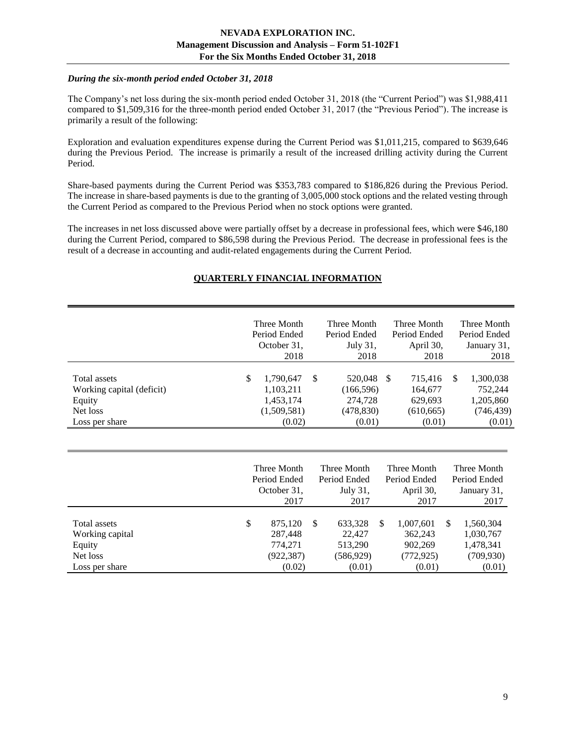*During the six-month period ended October 31, 2018*

The Company's net loss during the six-month period ended October 31, 2018 (the "Current Period") was $1,988,411 compared to $1,509,316 for the three-month period ended October 31, 2017 (the "Previous Period"). The increase is primarily a result of the following:

Exploration and evaluation expenditures expense during the Current Period was $1,011,215, compared to $639,646 during the Previous Period. The increase is primarily a result of the increased drilling activity during the Current Period.

Share-based payments during the Current Period was $353,783 compared to $186,826 during the Previous Period. The increase in share-based payments is due to the granting of 3,005,000 stock options and the related vesting through the Current Period as compared to the Previous Period when no stock options were granted.

The increases in net loss discussed above were partially offset by a decrease in professional fees, which were $46,180 during the Current Period, compared to $86,598 during the Previous Period. The decrease in professional fees is the result of a decrease in accounting and audit-related engagements during the Current Period.

## QUARTERLY FINANCIAL INFORMATION

| | Three Month Period Ended October 31, 2018 | Three Month Period Ended July 31, 2018 | Three Month Period Ended April 30, 2018 | Three Month Period Ended January 31, 2018 |
|---|---|---|---|---|
| Total assets | $ 1,790,647 | $ 520,048 | $ 715,416 | $ 1,300,038 |
| Working capital (deficit) | 1,103,211 | (166,596) | 164,677 | 752,244 |
| Equity | 1,453,174 | 274,728 | 629,693 | 1,205,860 |
| Net loss | (1,509,581) | (478,830) | (610,665) | (746,439) |
| Loss per share | (0.02) | (0.01) | (0.01) | (0.01) |

| | Three Month Period Ended October 31, 2017 | Three Month Period Ended July 31, 2017 | Three Month Period Ended April 30, 2017 | Three Month Period Ended January 31, 2017 |
|---|---|---|---|---|
| Total assets | $ 875,120 | $ 633,328 | $ 1,007,601 | $ 1,560,304 |
| Working capital | 287,448 | 22,427 | 362,243 | 1,030,767 |
| Equity | 774,271 | 513,290 | 902,269 | 1,478,341 |
| Net loss | (922,387) | (586,929) | (772,925) | (709,930) |
| Loss per share | (0.02) | (0.01) | (0.01) | (0.01) |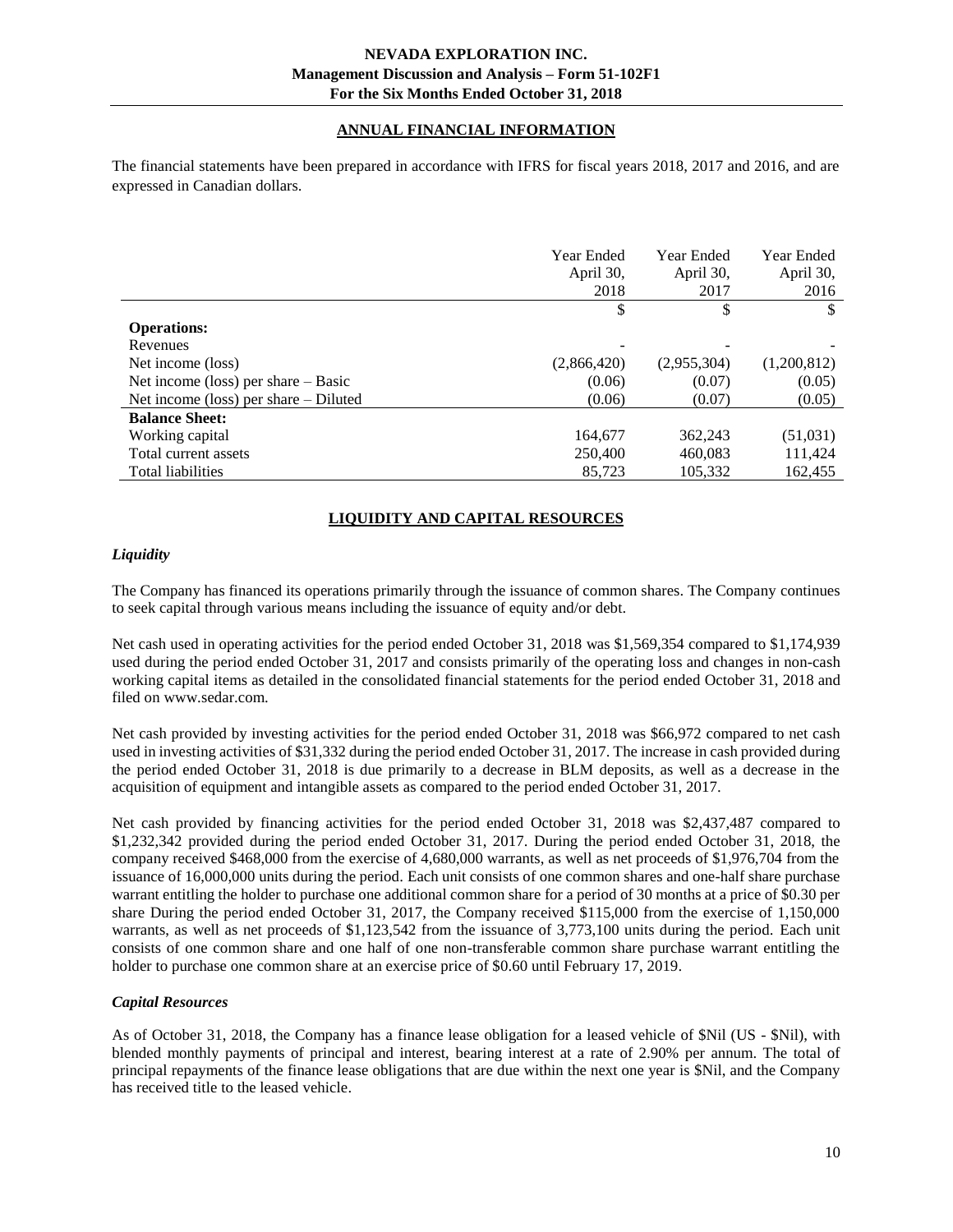## ANNUAL FINANCIAL INFORMATION

The financial statements have been prepared in accordance with IFRS for fiscal years 2018, 2017 and 2016, and are expressed in Canadian dollars.

| | Year Ended April 30, 2018 | Year Ended April 30, 2017 | Year Ended April 30, 2016 |
|---|---|---|---|
| | $ | $ | $ |
| **Operations:** | | | |
| Revenues | - | - | - |
| Net income (loss) | (2,866,420) | (2,955,304) | (1,200,812) |
| Net income (loss) per share – Basic | (0.06) | (0.07) | (0.05) |
| Net income (loss) per share – Diluted | (0.06) | (0.07) | (0.05) |
| **Balance Sheet:** | | | |
| Working capital | 164,677 | 362,243 | (51,031) |
| Total current assets | 250,400 | 460,083 | 111,424 |
| Total liabilities | 85,723 | 105,332 | 162,455 |

## LIQUIDITY AND CAPITAL RESOURCES

### *Liquidity*

The Company has financed its operations primarily through the issuance of common shares. The Company continues to seek capital through various means including the issuance of equity and/or debt.

Net cash used in operating activities for the period ended October 31, 2018 was $1,569,354 compared to $1,174,939 used during the period ended October 31, 2017 and consists primarily of the operating loss and changes in non-cash working capital items as detailed in the consolidated financial statements for the period ended October 31, 2018 and filed on www.sedar.com.

Net cash provided by investing activities for the period ended October 31, 2018 was $66,972 compared to net cash used in investing activities of $31,332 during the period ended October 31, 2017. The increase in cash provided during the period ended October 31, 2018 is due primarily to a decrease in BLM deposits, as well as a decrease in the acquisition of equipment and intangible assets as compared to the period ended October 31, 2017.

Net cash provided by financing activities for the period ended October 31, 2018 was $2,437,487 compared to $1,232,342 provided during the period ended October 31, 2017. During the period ended October 31, 2018, the company received $468,000 from the exercise of 4,680,000 warrants, as well as net proceeds of $1,976,704 from the issuance of 16,000,000 units during the period. Each unit consists of one common shares and one-half share purchase warrant entitling the holder to purchase one additional common share for a period of 30 months at a price of $0.30 per share During the period ended October 31, 2017, the Company received $115,000 from the exercise of 1,150,000 warrants, as well as net proceeds of $1,123,542 from the issuance of 3,773,100 units during the period. Each unit consists of one common share and one half of one non-transferable common share purchase warrant entitling the holder to purchase one common share at an exercise price of $0.60 until February 17, 2019.

### *Capital Resources*

As of October 31, 2018, the Company has a finance lease obligation for a leased vehicle of $Nil (US - $Nil), with blended monthly payments of principal and interest, bearing interest at a rate of 2.90% per annum. The total of principal repayments of the finance lease obligations that are due within the next one year is $Nil, and the Company has received title to the leased vehicle.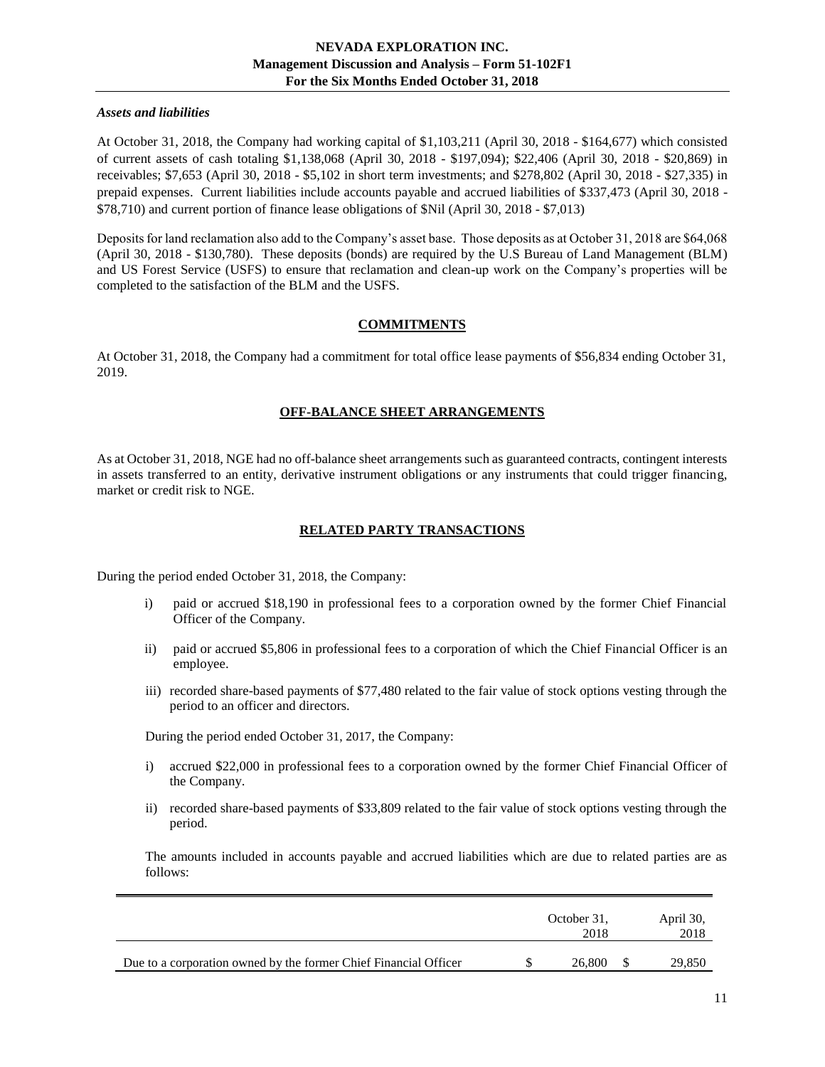*Assets and liabilities*

At October 31, 2018, the Company had working capital of $1,103,211 (April 30, 2018 - $164,677) which consisted of current assets of cash totaling $1,138,068 (April 30, 2018 - $197,094); $22,406 (April 30, 2018 - $20,869) in receivables; $7,653 (April 30, 2018 - $5,102 in short term investments; and $278,802 (April 30, 2018 - $27,335) in prepaid expenses. Current liabilities include accounts payable and accrued liabilities of $337,473 (April 30, 2018 - $78,710) and current portion of finance lease obligations of $Nil (April 30, 2018 - $7,013)

Deposits for land reclamation also add to the Company's asset base. Those deposits as at October 31, 2018 are $64,068 (April 30, 2018 - $130,780). These deposits (bonds) are required by the U.S Bureau of Land Management (BLM) and US Forest Service (USFS) to ensure that reclamation and clean-up work on the Company's properties will be completed to the satisfaction of the BLM and the USFS.

## COMMITMENTS

At October 31, 2018, the Company had a commitment for total office lease payments of $56,834 ending October 31, 2019.

## OFF-BALANCE SHEET ARRANGEMENTS

As at October 31, 2018, NGE had no off-balance sheet arrangements such as guaranteed contracts, contingent interests in assets transferred to an entity, derivative instrument obligations or any instruments that could trigger financing, market or credit risk to NGE.

## RELATED PARTY TRANSACTIONS

During the period ended October 31, 2018, the Company:

i) paid or accrued $18,190 in professional fees to a corporation owned by the former Chief Financial Officer of the Company.

ii) paid or accrued $5,806 in professional fees to a corporation of which the Chief Financial Officer is an employee.

iii) recorded share-based payments of $77,480 related to the fair value of stock options vesting through the period to an officer and directors.

During the period ended October 31, 2017, the Company:

i) accrued $22,000 in professional fees to a corporation owned by the former Chief Financial Officer of the Company.

ii) recorded share-based payments of $33,809 related to the fair value of stock options vesting through the period.

The amounts included in accounts payable and accrued liabilities which are due to related parties are as follows:

| | October 31, 2018 | April 30, 2018 |
|---|---|---|
| Due to a corporation owned by the former Chief Financial Officer | $ 26,800 | $ 29,850 |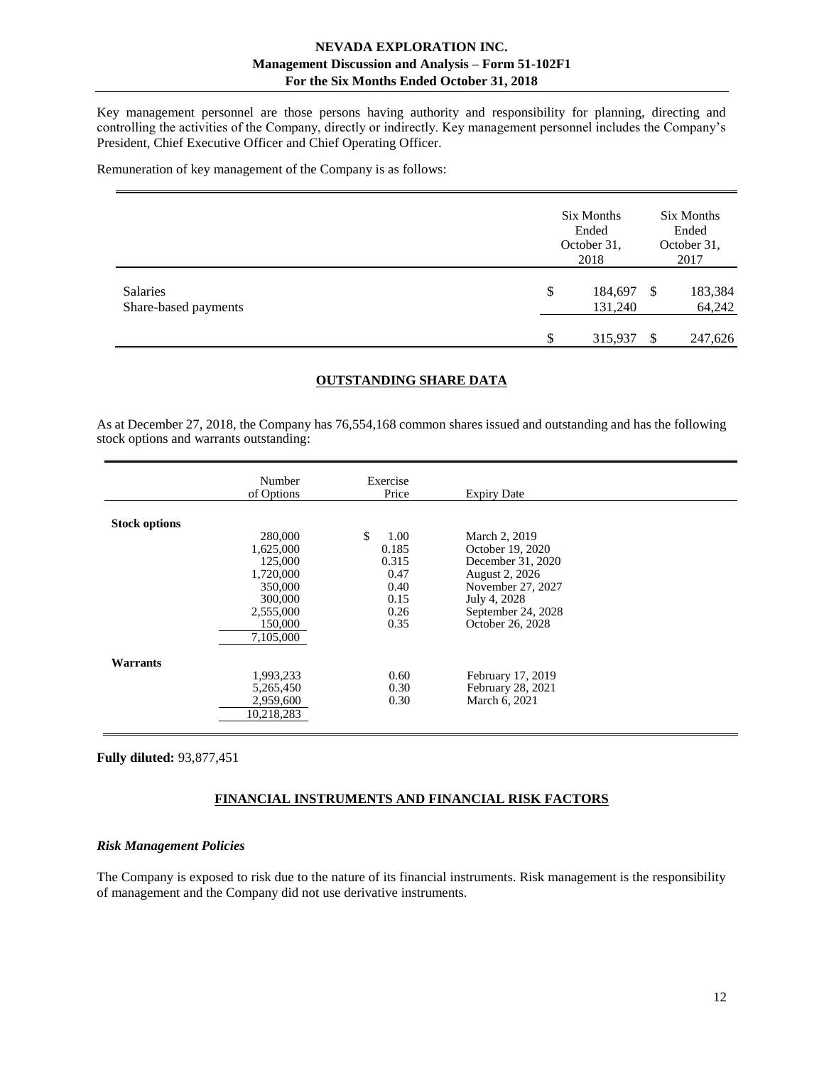Key management personnel are those persons having authority and responsibility for planning, directing and controlling the activities of the Company, directly or indirectly. Key management personnel includes the Company's President, Chief Executive Officer and Chief Operating Officer.

Remuneration of key management of the Company is as follows:

| | Six Months Ended October 31, 2018 | Six Months Ended October 31, 2017 |
|---|---|---|
| Salaries | $ 184,697 | $ 183,384 |
| Share-based payments | 131,240 | 64,242 |
| | $ 315,937 | $ 247,626 |

## OUTSTANDING SHARE DATA

As at December 27, 2018, the Company has 76,554,168 common shares issued and outstanding and has the following stock options and warrants outstanding:

| | Number of Options | Exercise Price | Expiry Date |
|---|---|---|---|
| **Stock options** | | | |
| | 280,000 | $ 1.00 | March 2, 2019 |
| | 1,625,000 | 0.185 | October 19, 2020 |
| | 125,000 | 0.315 | December 31, 2020 |
| | 1,720,000 | 0.47 | August 2, 2026 |
| | 350,000 | 0.40 | November 27, 2027 |
| | 300,000 | 0.15 | July 4, 2028 |
| | 2,555,000 | 0.26 | September 24, 2028 |
| | 150,000 | 0.35 | October 26, 2028 |
| | 7,105,000 | | |
| **Warrants** | | | |
| | 1,993,233 | 0.60 | February 17, 2019 |
| | 5,265,450 | 0.30 | February 28, 2021 |
| | 2,959,600 | 0.30 | March 6, 2021 |
| | 10,218,283 | | |

**Fully diluted:** 93,877,451

## FINANCIAL INSTRUMENTS AND FINANCIAL RISK FACTORS

### *Risk Management Policies*

The Company is exposed to risk due to the nature of its financial instruments. Risk management is the responsibility of management and the Company did not use derivative instruments.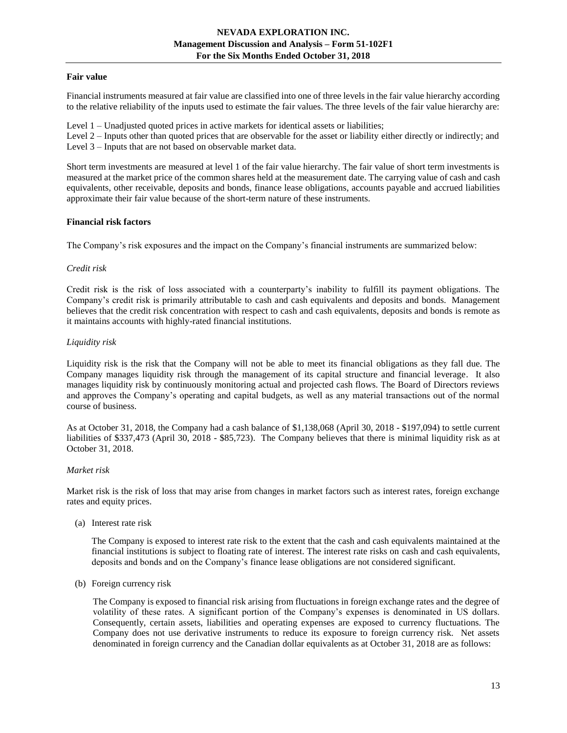**Fair value**

Financial instruments measured at fair value are classified into one of three levels in the fair value hierarchy according to the relative reliability of the inputs used to estimate the fair values. The three levels of the fair value hierarchy are:

Level 1 – Unadjusted quoted prices in active markets for identical assets or liabilities;
Level 2 – Inputs other than quoted prices that are observable for the asset or liability either directly or indirectly; and
Level 3 – Inputs that are not based on observable market data.

Short term investments are measured at level 1 of the fair value hierarchy. The fair value of short term investments is measured at the market price of the common shares held at the measurement date. The carrying value of cash and cash equivalents, other receivable, deposits and bonds, finance lease obligations, accounts payable and accrued liabilities approximate their fair value because of the short-term nature of these instruments.

**Financial risk factors**

The Company's risk exposures and the impact on the Company's financial instruments are summarized below:

*Credit risk*

Credit risk is the risk of loss associated with a counterparty's inability to fulfill its payment obligations. The Company's credit risk is primarily attributable to cash and cash equivalents and deposits and bonds. Management believes that the credit risk concentration with respect to cash and cash equivalents, deposits and bonds is remote as it maintains accounts with highly-rated financial institutions.

*Liquidity risk*

Liquidity risk is the risk that the Company will not be able to meet its financial obligations as they fall due. The Company manages liquidity risk through the management of its capital structure and financial leverage. It also manages liquidity risk by continuously monitoring actual and projected cash flows. The Board of Directors reviews and approves the Company's operating and capital budgets, as well as any material transactions out of the normal course of business.

As at October 31, 2018, the Company had a cash balance of $1,138,068 (April 30, 2018 - $197,094) to settle current liabilities of $337,473 (April 30, 2018 - $85,723). The Company believes that there is minimal liquidity risk as at October 31, 2018.

*Market risk*

Market risk is the risk of loss that may arise from changes in market factors such as interest rates, foreign exchange rates and equity prices.

(a) Interest rate risk

The Company is exposed to interest rate risk to the extent that the cash and cash equivalents maintained at the financial institutions is subject to floating rate of interest. The interest rate risks on cash and cash equivalents, deposits and bonds and on the Company's finance lease obligations are not considered significant.

(b) Foreign currency risk

The Company is exposed to financial risk arising from fluctuations in foreign exchange rates and the degree of volatility of these rates. A significant portion of the Company's expenses is denominated in US dollars. Consequently, certain assets, liabilities and operating expenses are exposed to currency fluctuations. The Company does not use derivative instruments to reduce its exposure to foreign currency risk. Net assets denominated in foreign currency and the Canadian dollar equivalents as at October 31, 2018 are as follows: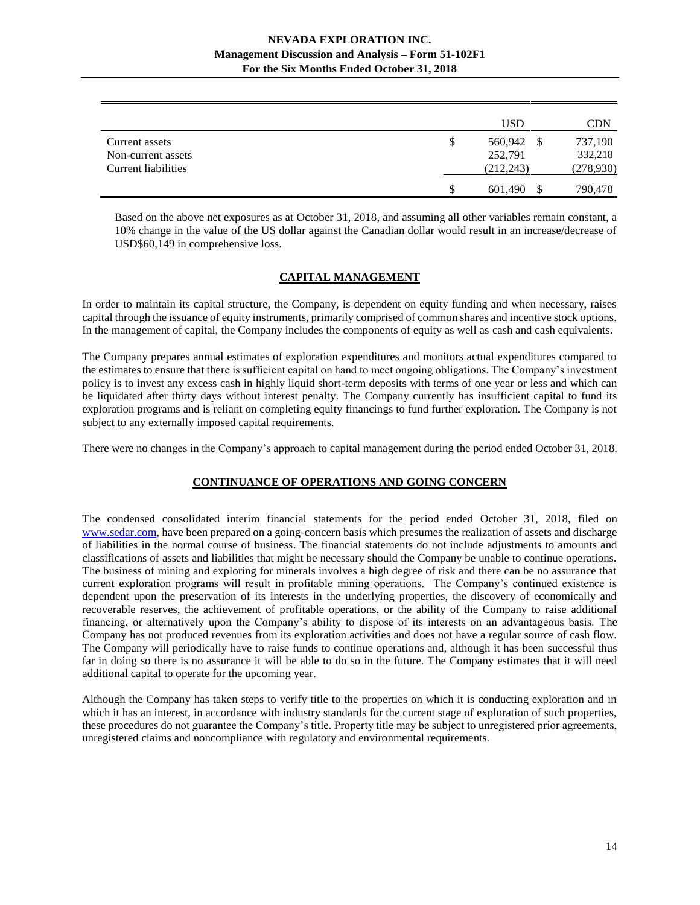| | USD | CDN |
|---|---|---|
| Current assets | $ 560,942 | $ 737,190 |
| Non-current assets | 252,791 | 332,218 |
| Current liabilities | (212,243) | (278,930) |
| | $ 601,490 | $ 790,478 |

Based on the above net exposures as at October 31, 2018, and assuming all other variables remain constant, a 10% change in the value of the US dollar against the Canadian dollar would result in an increase/decrease of USD$60,149 in comprehensive loss.

## CAPITAL MANAGEMENT

In order to maintain its capital structure, the Company, is dependent on equity funding and when necessary, raises capital through the issuance of equity instruments, primarily comprised of common shares and incentive stock options. In the management of capital, the Company includes the components of equity as well as cash and cash equivalents.

The Company prepares annual estimates of exploration expenditures and monitors actual expenditures compared to the estimates to ensure that there is sufficient capital on hand to meet ongoing obligations. The Company's investment policy is to invest any excess cash in highly liquid short-term deposits with terms of one year or less and which can be liquidated after thirty days without interest penalty. The Company currently has insufficient capital to fund its exploration programs and is reliant on completing equity financings to fund further exploration. The Company is not subject to any externally imposed capital requirements.

There were no changes in the Company's approach to capital management during the period ended October 31, 2018.

## CONTINUANCE OF OPERATIONS AND GOING CONCERN

The condensed consolidated interim financial statements for the period ended October 31, 2018, filed on www.sedar.com, have been prepared on a going-concern basis which presumes the realization of assets and discharge of liabilities in the normal course of business. The financial statements do not include adjustments to amounts and classifications of assets and liabilities that might be necessary should the Company be unable to continue operations. The business of mining and exploring for minerals involves a high degree of risk and there can be no assurance that current exploration programs will result in profitable mining operations. The Company's continued existence is dependent upon the preservation of its interests in the underlying properties, the discovery of economically and recoverable reserves, the achievement of profitable operations, or the ability of the Company to raise additional financing, or alternatively upon the Company's ability to dispose of its interests on an advantageous basis. The Company has not produced revenues from its exploration activities and does not have a regular source of cash flow. The Company will periodically have to raise funds to continue operations and, although it has been successful thus far in doing so there is no assurance it will be able to do so in the future. The Company estimates that it will need additional capital to operate for the upcoming year.

Although the Company has taken steps to verify title to the properties on which it is conducting exploration and in which it has an interest, in accordance with industry standards for the current stage of exploration of such properties, these procedures do not guarantee the Company's title. Property title may be subject to unregistered prior agreements, unregistered claims and noncompliance with regulatory and environmental requirements.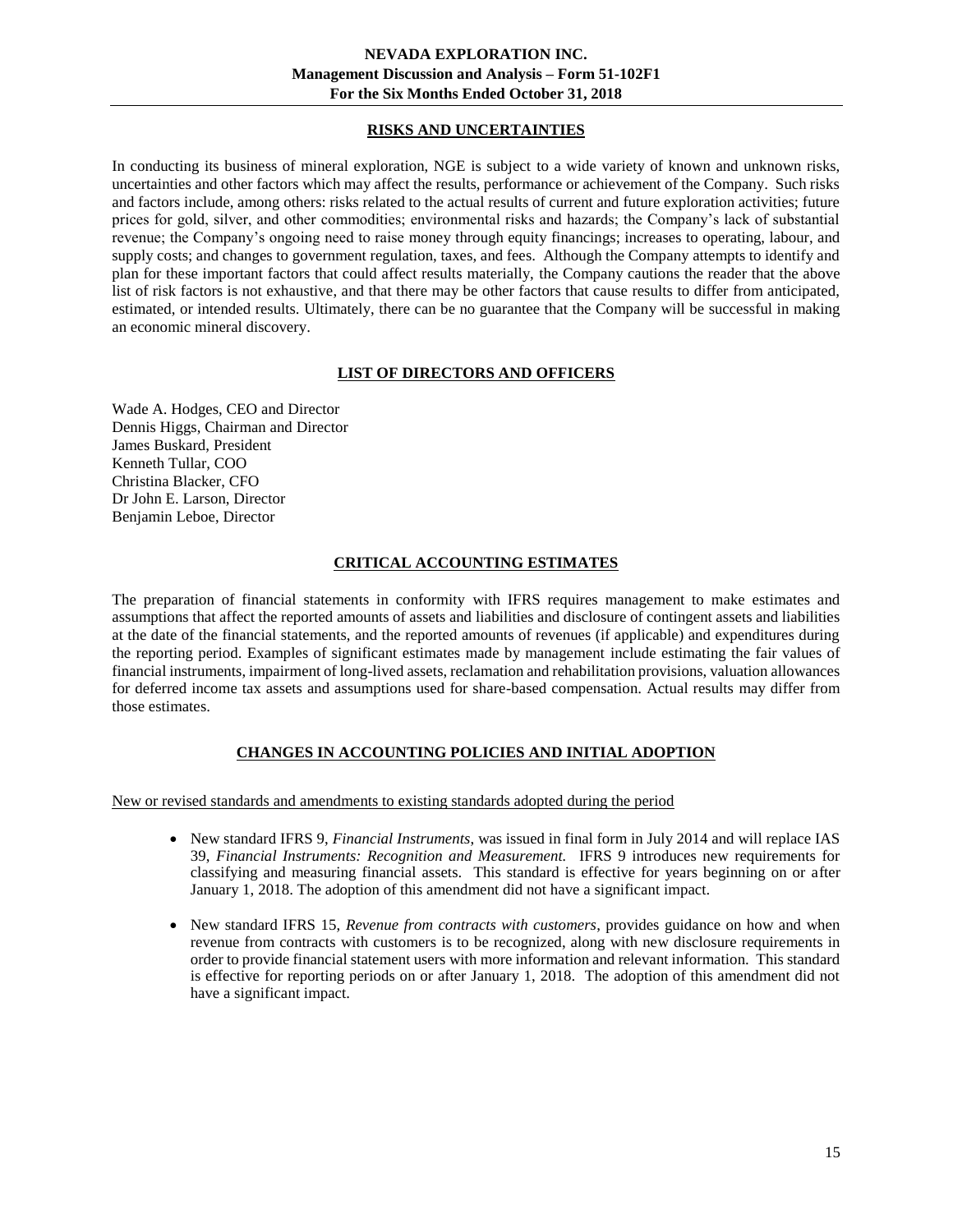## RISKS AND UNCERTAINTIES

In conducting its business of mineral exploration, NGE is subject to a wide variety of known and unknown risks, uncertainties and other factors which may affect the results, performance or achievement of the Company. Such risks and factors include, among others: risks related to the actual results of current and future exploration activities; future prices for gold, silver, and other commodities; environmental risks and hazards; the Company's lack of substantial revenue; the Company's ongoing need to raise money through equity financings; increases to operating, labour, and supply costs; and changes to government regulation, taxes, and fees. Although the Company attempts to identify and plan for these important factors that could affect results materially, the Company cautions the reader that the above list of risk factors is not exhaustive, and that there may be other factors that cause results to differ from anticipated, estimated, or intended results. Ultimately, there can be no guarantee that the Company will be successful in making an economic mineral discovery.

## LIST OF DIRECTORS AND OFFICERS

Wade A. Hodges, CEO and Director
Dennis Higgs, Chairman and Director
James Buskard, President
Kenneth Tullar, COO
Christina Blacker, CFO
Dr John E. Larson, Director
Benjamin Leboe, Director

## CRITICAL ACCOUNTING ESTIMATES

The preparation of financial statements in conformity with IFRS requires management to make estimates and assumptions that affect the reported amounts of assets and liabilities and disclosure of contingent assets and liabilities at the date of the financial statements, and the reported amounts of revenues (if applicable) and expenditures during the reporting period. Examples of significant estimates made by management include estimating the fair values of financial instruments, impairment of long-lived assets, reclamation and rehabilitation provisions, valuation allowances for deferred income tax assets and assumptions used for share-based compensation. Actual results may differ from those estimates.

## CHANGES IN ACCOUNTING POLICIES AND INITIAL ADOPTION

New or revised standards and amendments to existing standards adopted during the period

- New standard IFRS 9, *Financial Instruments*, was issued in final form in July 2014 and will replace IAS 39, *Financial Instruments: Recognition and Measurement.* IFRS 9 introduces new requirements for classifying and measuring financial assets. This standard is effective for years beginning on or after January 1, 2018. The adoption of this amendment did not have a significant impact.

- New standard IFRS 15, *Revenue from contracts with customers*, provides guidance on how and when revenue from contracts with customers is to be recognized, along with new disclosure requirements in order to provide financial statement users with more information and relevant information. This standard is effective for reporting periods on or after January 1, 2018. The adoption of this amendment did not have a significant impact.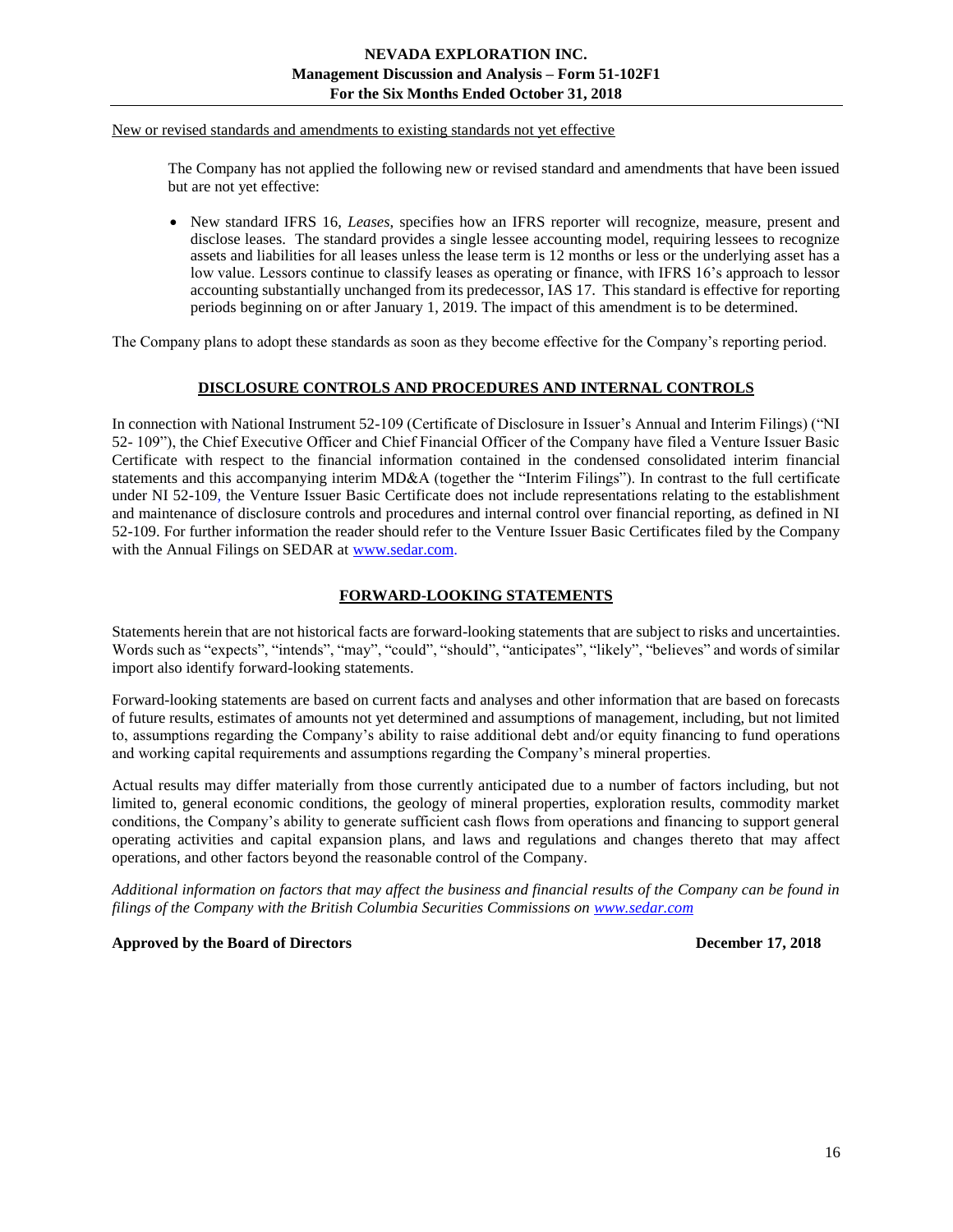New or revised standards and amendments to existing standards not yet effective

The Company has not applied the following new or revised standard and amendments that have been issued but are not yet effective:

- New standard IFRS 16, *Leases*, specifies how an IFRS reporter will recognize, measure, present and disclose leases. The standard provides a single lessee accounting model, requiring lessees to recognize assets and liabilities for all leases unless the lease term is 12 months or less or the underlying asset has a low value. Lessors continue to classify leases as operating or finance, with IFRS 16's approach to lessor accounting substantially unchanged from its predecessor, IAS 17. This standard is effective for reporting periods beginning on or after January 1, 2019. The impact of this amendment is to be determined.

The Company plans to adopt these standards as soon as they become effective for the Company's reporting period.

## DISCLOSURE CONTROLS AND PROCEDURES AND INTERNAL CONTROLS

In connection with National Instrument 52-109 (Certificate of Disclosure in Issuer's Annual and Interim Filings) ("NI 52- 109"), the Chief Executive Officer and Chief Financial Officer of the Company have filed a Venture Issuer Basic Certificate with respect to the financial information contained in the condensed consolidated interim financial statements and this accompanying interim MD&A (together the "Interim Filings"). In contrast to the full certificate under NI 52-109, the Venture Issuer Basic Certificate does not include representations relating to the establishment and maintenance of disclosure controls and procedures and internal control over financial reporting, as defined in NI 52-109. For further information the reader should refer to the Venture Issuer Basic Certificates filed by the Company with the Annual Filings on SEDAR at www.sedar.com.

## FORWARD-LOOKING STATEMENTS

Statements herein that are not historical facts are forward-looking statements that are subject to risks and uncertainties. Words such as "expects", "intends", "may", "could", "should", "anticipates", "likely", "believes" and words of similar import also identify forward-looking statements.

Forward-looking statements are based on current facts and analyses and other information that are based on forecasts of future results, estimates of amounts not yet determined and assumptions of management, including, but not limited to, assumptions regarding the Company's ability to raise additional debt and/or equity financing to fund operations and working capital requirements and assumptions regarding the Company's mineral properties.

Actual results may differ materially from those currently anticipated due to a number of factors including, but not limited to, general economic conditions, the geology of mineral properties, exploration results, commodity market conditions, the Company's ability to generate sufficient cash flows from operations and financing to support general operating activities and capital expansion plans, and laws and regulations and changes thereto that may affect operations, and other factors beyond the reasonable control of the Company.

*Additional information on factors that may affect the business and financial results of the Company can be found in filings of the Company with the British Columbia Securities Commissions on www.sedar.com*

**Approved by the Board of Directors** **December 17, 2018**